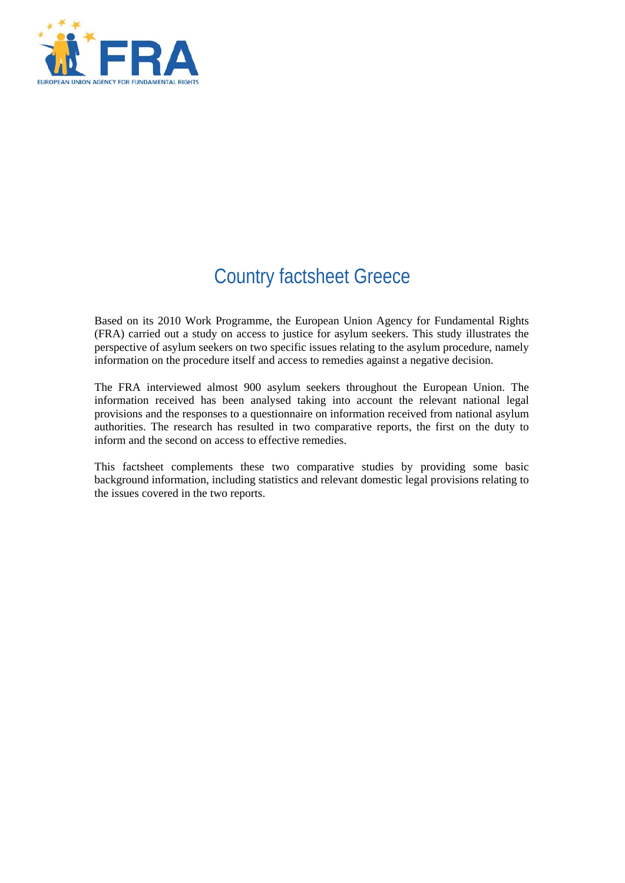# Country factsheet Greece

Based on its 2010 Work Programme, the European Union Agency for Fundamental Rights (FRA) carried out a study on access to justice for asylum seekers. This study illustrates the perspective of asylum seekers on two specific issues relating to the asylum procedure, namely information on the procedure itself and access to remedies against a negative decision.

The FRA interviewed almost 900 asylum seekers throughout the European Union. The information received has been analysed taking into account the relevant national legal provisions and the responses to a questionnaire on information received from national asylum authorities. The research has resulted in two comparative reports, the first on the duty to inform and the second on access to effective remedies.

This factsheet complements these two comparative studies by providing some basic background information, including statistics and relevant domestic legal provisions relating to the issues covered in the two reports.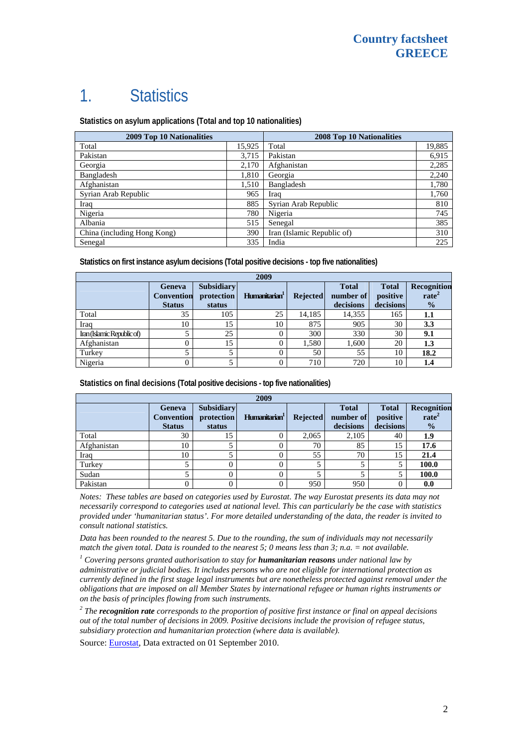# 1. Statistics

**Statistics on asylum applications (Total and top 10 nationalities)**

| 2009 Top 10 Nationalities | | 2008 Top 10 Nationalities | |
|---|---|---|---|
| Total | 15,925 | Total | 19,885 |
| Pakistan | 3,715 | Pakistan | 6,915 |
| Georgia | 2,170 | Afghanistan | 2,285 |
| Bangladesh | 1,810 | Georgia | 2,240 |
| Afghanistan | 1,510 | Bangladesh | 1,780 |
| Syrian Arab Republic | 965 | Iraq | 1,760 |
| Iraq | 885 | Syrian Arab Republic | 810 |
| Nigeria | 780 | Nigeria | 745 |
| Albania | 515 | Senegal | 385 |
| China (including Hong Kong) | 390 | Iran (Islamic Republic of) | 310 |
| Senegal | 335 | India | 225 |

**Statistics on first instance asylum decisions (Total positive decisions - top five nationalities)**

| 2009 | | | | | | | |
|---|---|---|---|---|---|---|---|
| | Geneva Convention Status | Subsidiary protection status | Humanitarian[1] | Rejected | Total number of decisions | Total positive decisions | Recognition rate[2] % |
| Total | 35 | 105 | 25 | 14,185 | 14,355 | 165 | **1.1** |
| Iraq | 10 | 15 | 10 | 875 | 905 | 30 | **3.3** |
| Iran (Islamic Republic of) | 5 | 25 | 0 | 300 | 330 | 30 | **9.1** |
| Afghanistan | 0 | 15 | 0 | 1,580 | 1,600 | 20 | **1.3** |
| Turkey | 5 | 5 | 0 | 50 | 55 | 10 | **18.2** |
| Nigeria | 0 | 5 | 0 | 710 | 720 | 10 | **1.4** |

**Statistics on final decisions (Total positive decisions - top five nationalities)**

| 2009 | | | | | | | |
|---|---|---|---|---|---|---|---|
| | Geneva Convention Status | Subsidiary protection status | Humanitarian[1] | Rejected | Total number of decisions | Total positive decisions | Recognition rate[2] % |
| Total | 30 | 15 | 0 | 2,065 | 2,105 | 40 | **1.9** |
| Afghanistan | 10 | 5 | 0 | 70 | 85 | 15 | **17.6** |
| Iraq | 10 | 5 | 0 | 55 | 70 | 15 | **21.4** |
| Turkey | 5 | 0 | 0 | 5 | 5 | 5 | **100.0** |
| Sudan | 5 | 0 | 0 | 5 | 5 | 5 | **100.0** |
| Pakistan | 0 | 0 | 0 | 950 | 950 | 0 | **0.0** |

*Notes: These tables are based on categories used by Eurostat. The way Eurostat presents its data may not necessarily correspond to categories used at national level. This can particularly be the case with statistics provided under 'humanitarian status'. For more detailed understanding of the data, the reader is invited to consult national statistics.*

*Data has been rounded to the nearest 5. Due to the rounding, the sum of individuals may not necessarily match the given total. Data is rounded to the nearest 5; 0 means less than 3; n.a. = not available.*

*[1] Covering persons granted authorisation to stay for **humanitarian reasons** under national law by administrative or judicial bodies. It includes persons who are not eligible for international protection as currently defined in the first stage legal instruments but are nonetheless protected against removal under the obligations that are imposed on all Member States by international refugee or human rights instruments or on the basis of principles flowing from such instruments.*

*[2] The **recognition rate** corresponds to the proportion of positive first instance or final on appeal decisions out of the total number of decisions in 2009. Positive decisions include the provision of refugee status, subsidiary protection and humanitarian protection (where data is available).*

Source: Eurostat, Data extracted on 01 September 2010.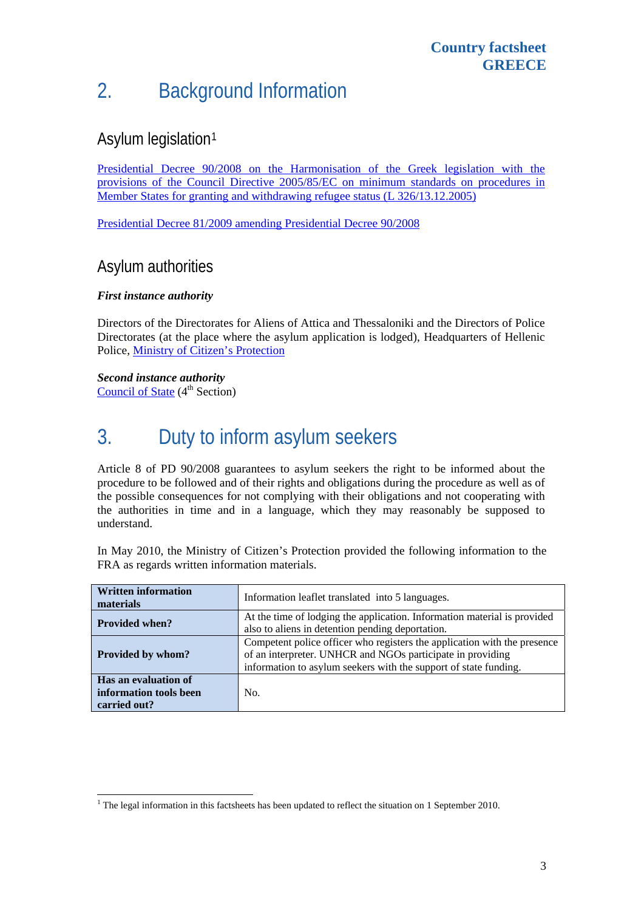## 2. Background Information

### Asylum legislation[1]

[Presidential Decree 90/2008 on the Harmonisation of the Greek legislation with the provisions of the Council Directive 2005/85/EC on minimum standards on procedures in Member States for granting and withdrawing refugee status (L 326/13.12.2005)]

[Presidential Decree 81/2009 amending Presidential Decree 90/2008]

### Asylum authorities

***First instance authority***

Directors of the Directorates for Aliens of Attica and Thessaloniki and the Directors of Police Directorates (at the place where the asylum application is lodged), Headquarters of Hellenic Police, Ministry of Citizen's Protection

***Second instance authority***

Council of State (4th Section)

## 3. Duty to inform asylum seekers

Article 8 of PD 90/2008 guarantees to asylum seekers the right to be informed about the procedure to be followed and of their rights and obligations during the procedure as well as of the possible consequences for not complying with their obligations and not cooperating with the authorities in time and in a language, which they may reasonably be supposed to understand.

In May 2010, the Ministry of Citizen's Protection provided the following information to the FRA as regards written information materials.

| **Written information materials** | Information leaflet translated into 5 languages. |
|---|---|
| **Provided when?** | At the time of lodging the application. Information material is provided also to aliens in detention pending deportation. |
| **Provided by whom?** | Competent police officer who registers the application with the presence of an interpreter. UNHCR and NGOs participate in providing information to asylum seekers with the support of state funding. |
| **Has an evaluation of information tools been carried out?** | No. |

[1] The legal information in this factsheets has been updated to reflect the situation on 1 September 2010.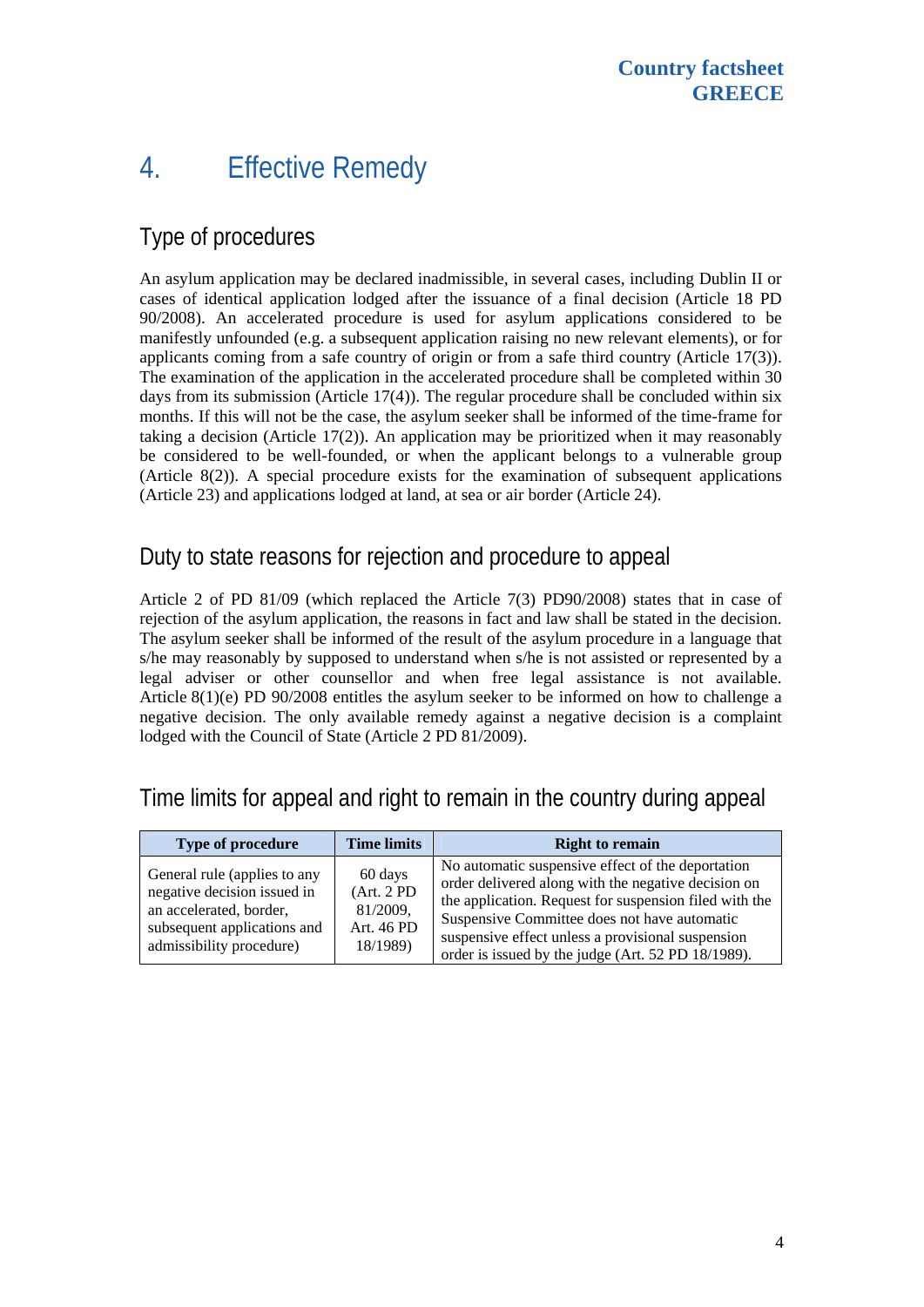# 4. Effective Remedy

## Type of procedures

An asylum application may be declared inadmissible, in several cases, including Dublin II or cases of identical application lodged after the issuance of a final decision (Article 18 PD 90/2008). An accelerated procedure is used for asylum applications considered to be manifestly unfounded (e.g. a subsequent application raising no new relevant elements), or for applicants coming from a safe country of origin or from a safe third country (Article 17(3)). The examination of the application in the accelerated procedure shall be completed within 30 days from its submission (Article 17(4)). The regular procedure shall be concluded within six months. If this will not be the case, the asylum seeker shall be informed of the time-frame for taking a decision (Article 17(2)). An application may be prioritized when it may reasonably be considered to be well-founded, or when the applicant belongs to a vulnerable group (Article 8(2)). A special procedure exists for the examination of subsequent applications (Article 23) and applications lodged at land, at sea or air border (Article 24).

## Duty to state reasons for rejection and procedure to appeal

Article 2 of PD 81/09 (which replaced the Article 7(3) PD90/2008) states that in case of rejection of the asylum application, the reasons in fact and law shall be stated in the decision. The asylum seeker shall be informed of the result of the asylum procedure in a language that s/he may reasonably by supposed to understand when s/he is not assisted or represented by a legal adviser or other counsellor and when free legal assistance is not available. Article 8(1)(e) PD 90/2008 entitles the asylum seeker to be informed on how to challenge a negative decision. The only available remedy against a negative decision is a complaint lodged with the Council of State (Article 2 PD 81/2009).

## Time limits for appeal and right to remain in the country during appeal

| Type of procedure | Time limits | Right to remain |
|---|---|---|
| General rule (applies to any negative decision issued in an accelerated, border, subsequent applications and admissibility procedure) | 60 days (Art. 2 PD 81/2009, Art. 46 PD 18/1989) | No automatic suspensive effect of the deportation order delivered along with the negative decision on the application. Request for suspension filed with the Suspensive Committee does not have automatic suspensive effect unless a provisional suspension order is issued by the judge (Art. 52 PD 18/1989). |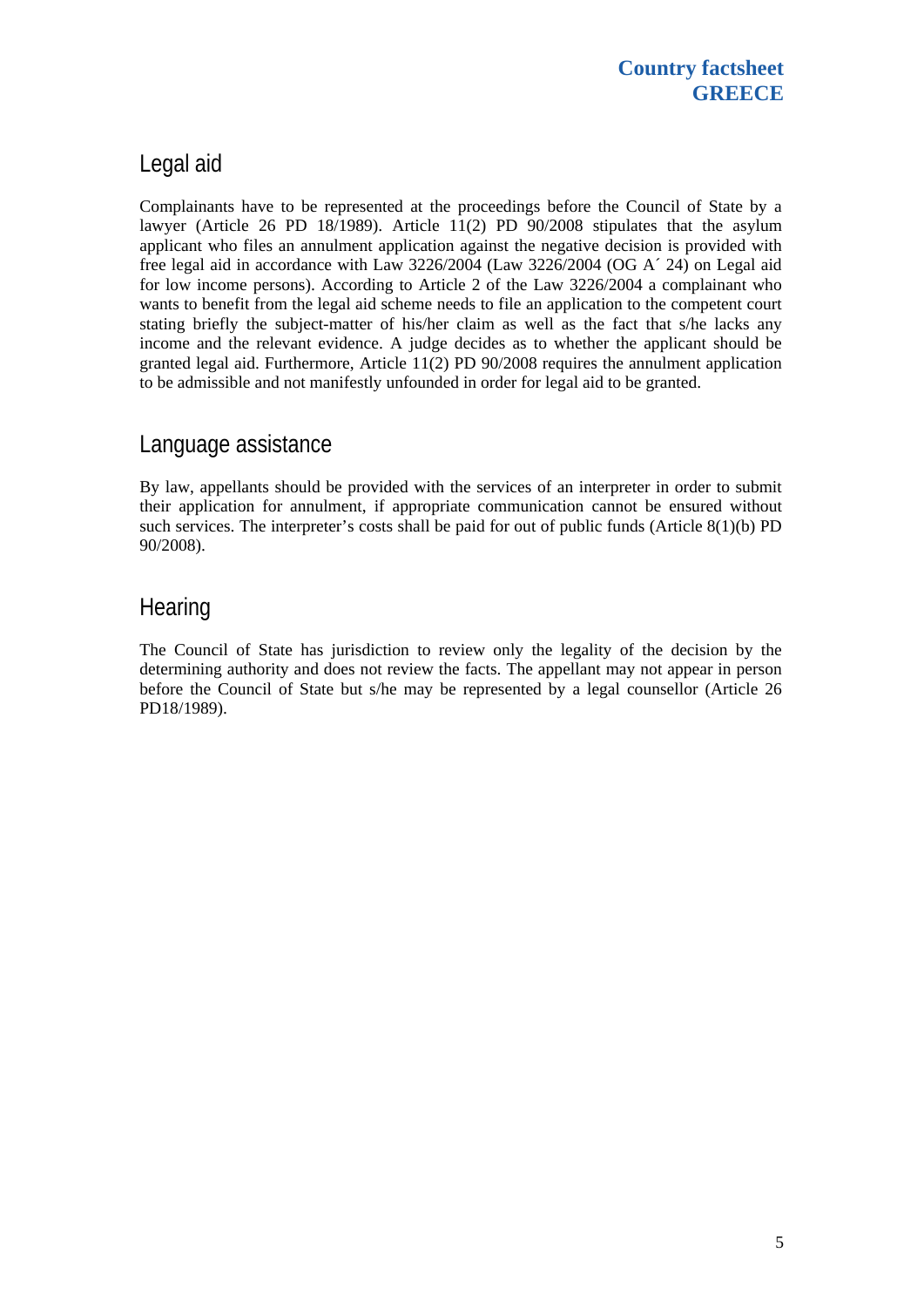## Legal aid

Complainants have to be represented at the proceedings before the Council of State by a lawyer (Article 26 PD 18/1989). Article 11(2) PD 90/2008 stipulates that the asylum applicant who files an annulment application against the negative decision is provided with free legal aid in accordance with Law 3226/2004 (Law 3226/2004 (OG A΄ 24) on Legal aid for low income persons). According to Article 2 of the Law 3226/2004 a complainant who wants to benefit from the legal aid scheme needs to file an application to the competent court stating briefly the subject-matter of his/her claim as well as the fact that s/he lacks any income and the relevant evidence. A judge decides as to whether the applicant should be granted legal aid. Furthermore, Article 11(2) PD 90/2008 requires the annulment application to be admissible and not manifestly unfounded in order for legal aid to be granted.

## Language assistance

By law, appellants should be provided with the services of an interpreter in order to submit their application for annulment, if appropriate communication cannot be ensured without such services. The interpreter's costs shall be paid for out of public funds (Article 8(1)(b) PD 90/2008).

## Hearing

The Council of State has jurisdiction to review only the legality of the decision by the determining authority and does not review the facts. The appellant may not appear in person before the Council of State but s/he may be represented by a legal counsellor (Article 26 PD18/1989).